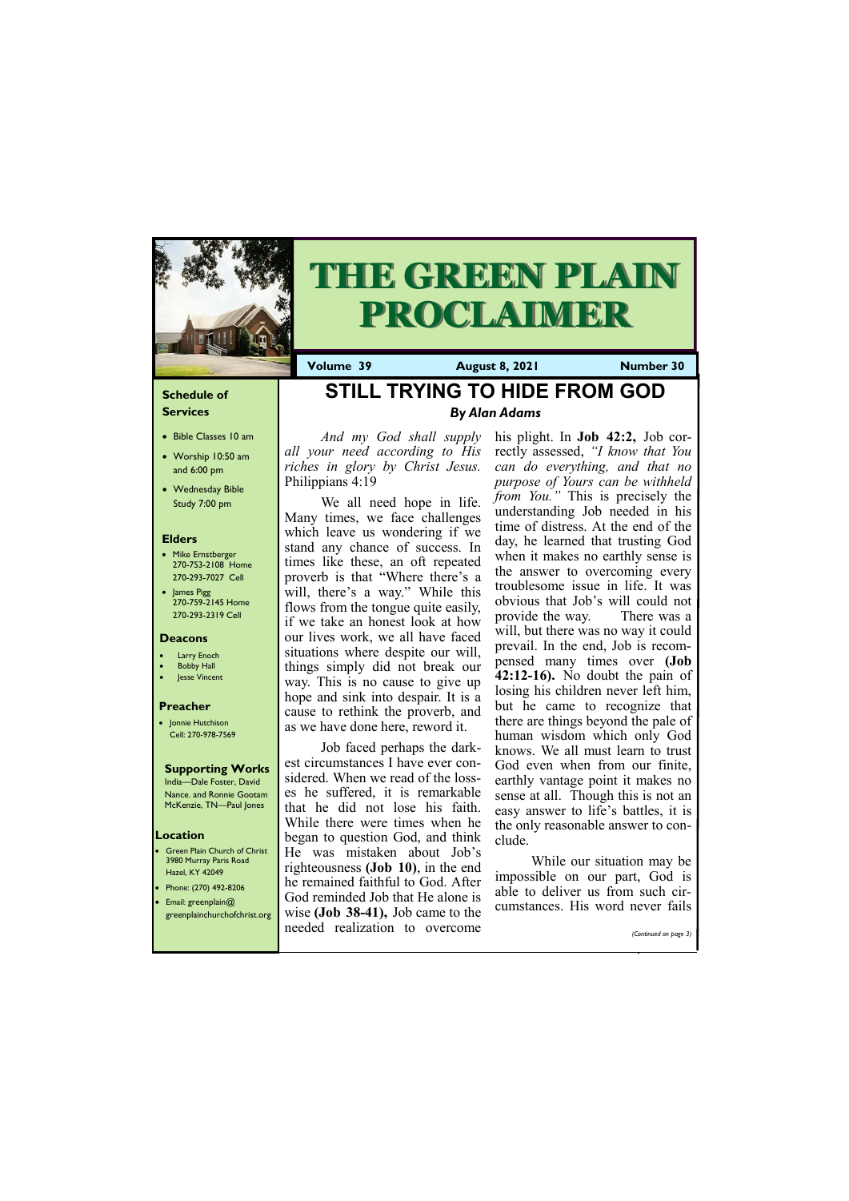# THE GREEN PLAIN PROCLAIMER

**Volume 39** | **August 8, 2021** | **Number 30**

### Schedule of Services

- Bible Classes 10 am
- Worship 10:50 am and 6:00 pm
- Wednesday Bible Study 7:00 pm

### Elders

- Mike Ernstberger 270-753-2108 Home 270-293-7027 Cell
- James Pigg 270-759-2145 Home 270-293-2319 Cell

### Deacons

- Larry Enoch
- Bobby Hall
- Jesse Vincent

### Preacher

- Jonnie Hutchison Cell: 270-978-7569

### Supporting Works

India—Dale Foster, David Nance. and Ronnie Gootam McKenzie, TN—Paul Jones

### Location

- Green Plain Church of Christ 3980 Murray Paris Road Hazel, KY 42049
- Phone: (270) 492-8206
- Email: greenplain@greenplainchurchofchrist.org

## STILL TRYING TO HIDE FROM GOD

***By Alan Adams***

*And my God shall supply all your need according to His riches in glory by Christ Jesus.* Philippians 4:19

We all need hope in life. Many times, we face challenges which leave us wondering if we stand any chance of success. In times like these, an oft repeated proverb is that "Where there's a will, there's a way." While this flows from the tongue quite easily, if we take an honest look at how our lives work, we all have faced situations where despite our will, things simply did not break our way. This is no cause to give up hope and sink into despair. It is a cause to rethink the proverb, and as we have done here, reword it.

Job faced perhaps the darkest circumstances I have ever considered. When we read of the losses he suffered, it is remarkable that he did not lose his faith. While there were times when he began to question God, and think He was mistaken about Job's righteousness **(Job 10)**, in the end he remained faithful to God. After God reminded Job that He alone is wise **(Job 38-41),** Job came to the needed realization to overcome his plight. In **Job 42:2,** Job correctly assessed, *"I know that You can do everything, and that no purpose of Yours can be withheld from You."* This is precisely the understanding Job needed in his time of distress. At the end of the day, he learned that trusting God when it makes no earthly sense is the answer to overcoming every troublesome issue in life. It was obvious that Job's will could not provide the way. There was a will, but there was no way it could prevail. In the end, Job is recompensed many times over **(Job 42:12-16).** No doubt the pain of losing his children never left him, but he came to recognize that there are things beyond the pale of human wisdom which only God knows. We all must learn to trust God even when from our finite, earthly vantage point it makes no sense at all. Though this is not an easy answer to life's battles, it is the only reasonable answer to conclude.

While our situation may be impossible on our part, God is able to deliver us from such circumstances. His word never fails

*(Continued on page 3)*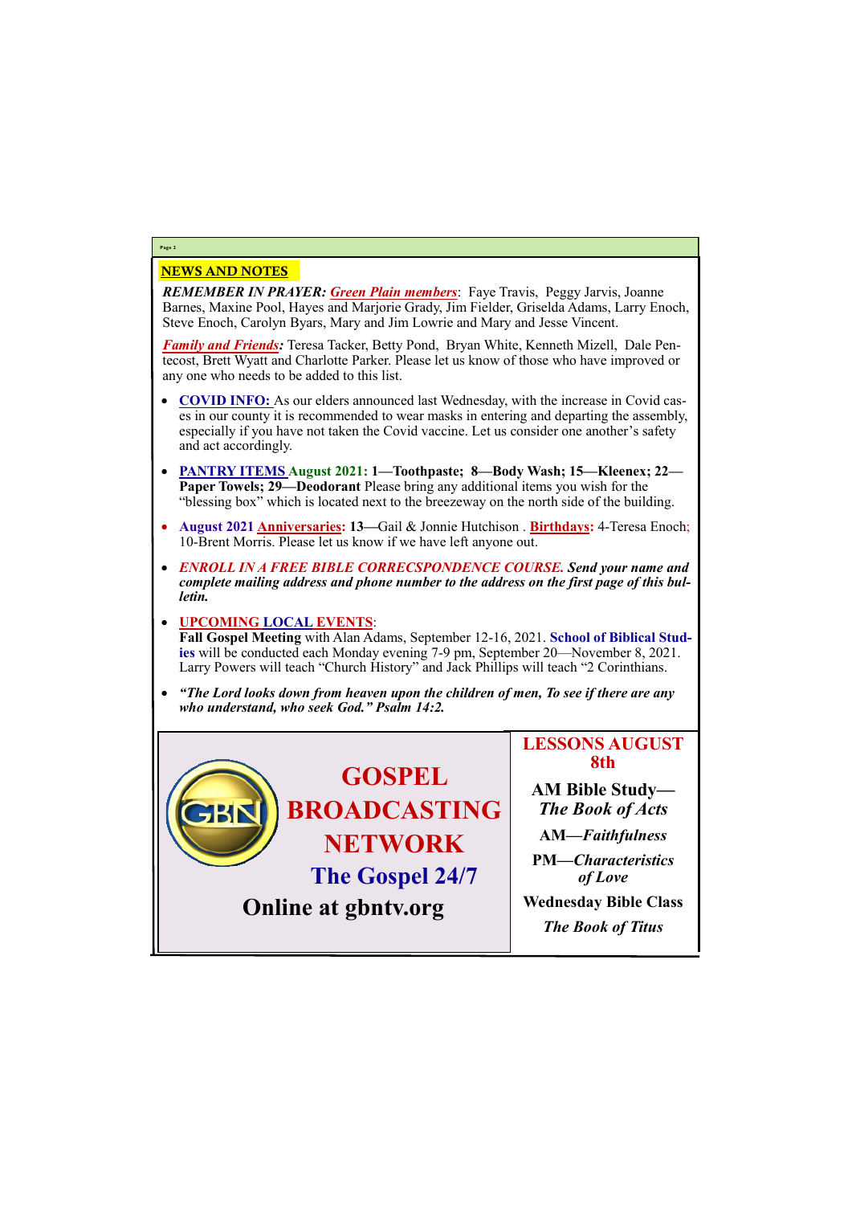## NEWS AND NOTES

***REMEMBER IN PRAYER:*** ***Green Plain members***: Faye Travis, Peggy Jarvis, Joanne Barnes, Maxine Pool, Hayes and Marjorie Grady, Jim Fielder, Griselda Adams, Larry Enoch, Steve Enoch, Carolyn Byars, Mary and Jim Lowrie and Mary and Jesse Vincent.

***Family and Friends:*** Teresa Tacker, Betty Pond, Bryan White, Kenneth Mizell, Dale Pentecost, Brett Wyatt and Charlotte Parker. Please let us know of those who have improved or any one who needs to be added to this list.

- **COVID INFO:** As our elders announced last Wednesday, with the increase in Covid cases in our county it is recommended to wear masks in entering and departing the assembly, especially if you have not taken the Covid vaccine. Let us consider one another's safety and act accordingly.
- **PANTRY ITEMS August 2021: 1—Toothpaste; 8—Body Wash; 15—Kleenex; 22—Paper Towels; 29—Deodorant** Please bring any additional items you wish for the "blessing box" which is located next to the breezeway on the north side of the building.
- **August 2021 Anniversaries: 13**—Gail & Jonnie Hutchison . **Birthdays:** 4-Teresa Enoch; 10-Brent Morris. Please let us know if we have left anyone out.
- ***ENROLL IN A FREE BIBLE CORRECSPONDENCE COURSE. Send your name and complete mailing address and phone number to the address on the first page of this bulletin.***
- **UPCOMING LOCAL EVENTS**:
  **Fall Gospel Meeting** with Alan Adams, September 12-16, 2021. **School of Biblical Studies** will be conducted each Monday evening 7-9 pm, September 20—November 8, 2021. Larry Powers will teach "Church History" and Jack Phillips will teach "2 Corinthians.
- ***"The Lord looks down from heaven upon the children of men, To see if there are any who understand, who seek God." Psalm 14:2.***

**GOSPEL BROADCASTING NETWORK**

**The Gospel 24/7**

**Online at gbntv.org**

**LESSONS AUGUST 8th**

**AM Bible Study—*The Book of Acts***

**AM—*Faithfulness***

**PM—*Characteristics of Love***

**Wednesday Bible Class**

***The Book of Titus***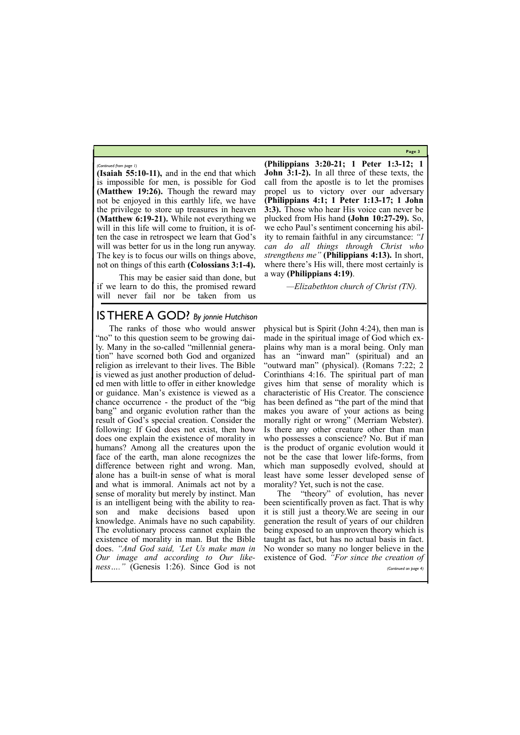*(Continued from page 1)*

**(Isaiah 55:10-11),** and in the end that which is impossible for men, is possible for God **(Matthew 19:26).** Though the reward may not be enjoyed in this earthly life, we have the privilege to store up treasures in heaven **(Matthew 6:19-21).** While not everything we will in this life will come to fruition, it is often the case in retrospect we learn that God's will was better for us in the long run anyway. The key is to focus our wills on things above, not on things of this earth **(Colossians 3:1-4).**

This may be easier said than done, but if we learn to do this, the promised reward will never fail nor be taken from us **(Philippians 3:20-21; 1 Peter 1:3-12; 1 John 3:1-2).** In all three of these texts, the call from the apostle is to let the promises propel us to victory over our adversary **(Philippians 4:1; 1 Peter 1:13-17; 1 John 3:3).** Those who hear His voice can never be plucked from His hand **(John 10:27-29).** So, we echo Paul's sentiment concerning his ability to remain faithful in any circumstance: *"I can do all things through Christ who strengthens me"* **(Philippians 4:13).** In short, where there's His will, there most certainly is a way **(Philippians 4:19)**.

*—Elizabethton church of Christ (TN).*

## IS THERE A GOD? *By jonnie Hutchison*

The ranks of those who would answer "no" to this question seem to be growing daily. Many in the so-called "millennial generation" have scorned both God and organized religion as irrelevant to their lives. The Bible is viewed as just another production of deluded men with little to offer in either knowledge or guidance. Man's existence is viewed as a chance occurrence - the product of the "big bang" and organic evolution rather than the result of God's special creation. Consider the following: If God does not exist, then how does one explain the existence of morality in humans? Among all the creatures upon the face of the earth, man alone recognizes the difference between right and wrong. Man, alone has a built-in sense of what is moral and what is immoral. Animals act not by a sense of morality but merely by instinct. Man is an intelligent being with the ability to reason and make decisions based upon knowledge. Animals have no such capability. The evolutionary process cannot explain the existence of morality in man. But the Bible does. *"And God said, 'Let Us make man in Our image and according to Our likeness…."* (Genesis 1:26). Since God is not physical but is Spirit (John 4:24), then man is made in the spiritual image of God which explains why man is a moral being. Only man has an "inward man" (spiritual) and an "outward man" (physical). (Romans 7:22; 2 Corinthians 4:16. The spiritual part of man gives him that sense of morality which is characteristic of His Creator. The conscience has been defined as "the part of the mind that makes you aware of your actions as being morally right or wrong" (Merriam Webster). Is there any other creature other than man who possesses a conscience? No. But if man is the product of organic evolution would it not be the case that lower life-forms, from which man supposedly evolved, should at least have some lesser developed sense of morality? Yet, such is not the case.

The "theory" of evolution, has never been scientifically proven as fact. That is why it is still just a theory.We are seeing in our generation the result of years of our children being exposed to an unproven theory which is taught as fact, but has no actual basis in fact. No wonder so many no longer believe in the existence of God. *"For since the creation of*

*(Continued on page 4)*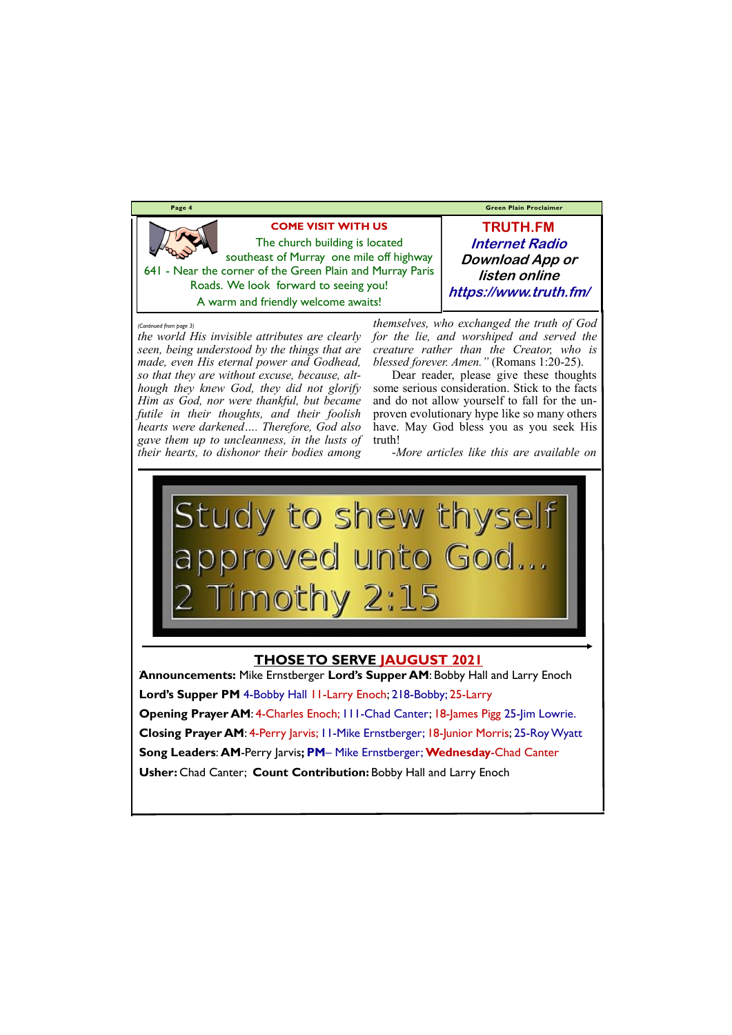## COME VISIT WITH US

The church building is located southeast of Murray one mile off highway 641 - Near the corner of the Green Plain and Murray Paris Roads. We look forward to seeing you!

A warm and friendly welcome awaits!

## TRUTH.FM

***Internet Radio***

***Download App or listen online***

***https://www.truth.fm/***

*(Continued from page 3)*

*the world His invisible attributes are clearly seen, being understood by the things that are made, even His eternal power and Godhead, so that they are without excuse, because, although they knew God, they did not glorify Him as God, nor were thankful, but became futile in their thoughts, and their foolish hearts were darkened…. Therefore, God also gave them up to uncleanness, in the lusts of their hearts, to dishonor their bodies among themselves, who exchanged the truth of God for the lie, and worshiped and served the creature rather than the Creator, who is blessed forever. Amen."* (Romans 1:20-25).

Dear reader, please give these thoughts some serious consideration. Stick to the facts and do not allow yourself to fall for the unproven evolutionary hype like so many others have. May God bless you as you seek His truth!

*-More articles like this are available on*

Study to shew thyself approved unto God... 2 Timothy 2:15

## THOSE TO SERVE JAUGUST 2021

**Announcements:** Mike Ernstberger **Lord's Supper AM**: Bobby Hall and Larry Enoch

**Lord's Supper PM** 4-Bobby Hall 11-Larry Enoch; 218-Bobby; 25-Larry

**Opening Prayer AM**: 4-Charles Enoch; 111-Chad Canter; 18-James Pigg 25-Jim Lowrie.

**Closing Prayer AM**: 4-Perry Jarvis; 11-Mike Ernstberger; 18-Junior Morris; 25-Roy Wyatt

**Song Leaders**: **AM**-Perry Jarvis**; PM**– Mike Ernstberger; **Wednesday**-Chad Canter

**Usher:** Chad Canter; **Count Contribution:** Bobby Hall and Larry Enoch